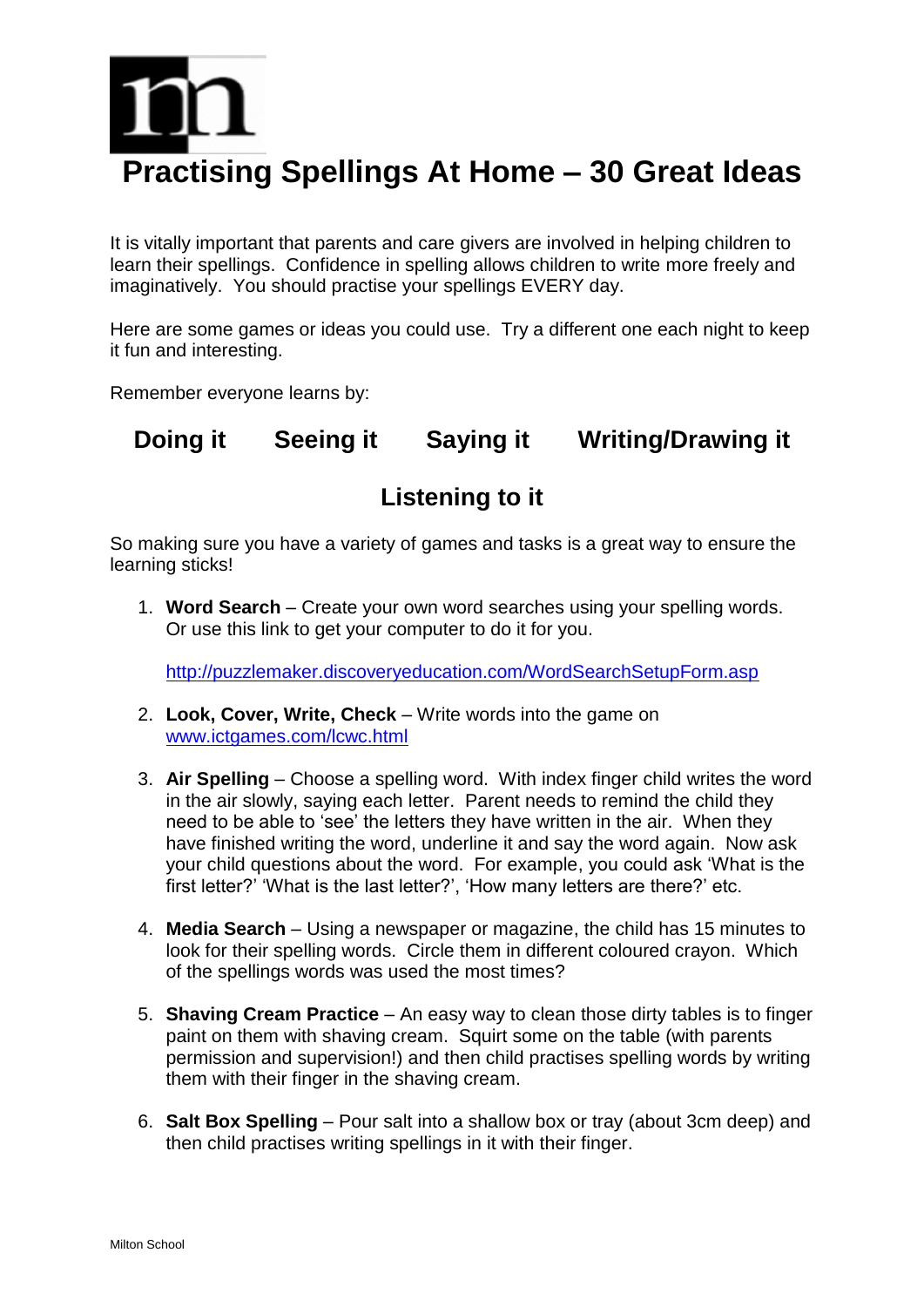# Practising Spellings At Home – 30 Great Ideas

It is vitally important that parents and care givers are involved in helping children to learn their spellings. Confidence in spelling allows children to write more freely and imaginatively. You should practise your spellings EVERY day.

Here are some games or ideas you could use. Try a different one each night to keep it fun and interesting.

Remember everyone learns by:

**Doing it** **Seeing it** **Saying it** **Writing/Drawing it**

**Listening to it**

So making sure you have a variety of games and tasks is a great way to ensure the learning sticks!

1. **Word Search** – Create your own word searches using your spelling words. Or use this link to get your computer to do it for you.

   http://puzzlemaker.discoveryeducation.com/WordSearchSetupForm.asp

2. **Look, Cover, Write, Check** – Write words into the game on www.ictgames.com/lcwc.html

3. **Air Spelling** – Choose a spelling word. With index finger child writes the word in the air slowly, saying each letter. Parent needs to remind the child they need to be able to 'see' the letters they have written in the air. When they have finished writing the word, underline it and say the word again. Now ask your child questions about the word. For example, you could ask 'What is the first letter?' 'What is the last letter?', 'How many letters are there?' etc.

4. **Media Search** – Using a newspaper or magazine, the child has 15 minutes to look for their spelling words. Circle them in different coloured crayon. Which of the spellings words was used the most times?

5. **Shaving Cream Practice** – An easy way to clean those dirty tables is to finger paint on them with shaving cream. Squirt some on the table (with parents permission and supervision!) and then child practises spelling words by writing them with their finger in the shaving cream.

6. **Salt Box Spelling** – Pour salt into a shallow box or tray (about 3cm deep) and then child practises writing spellings in it with their finger.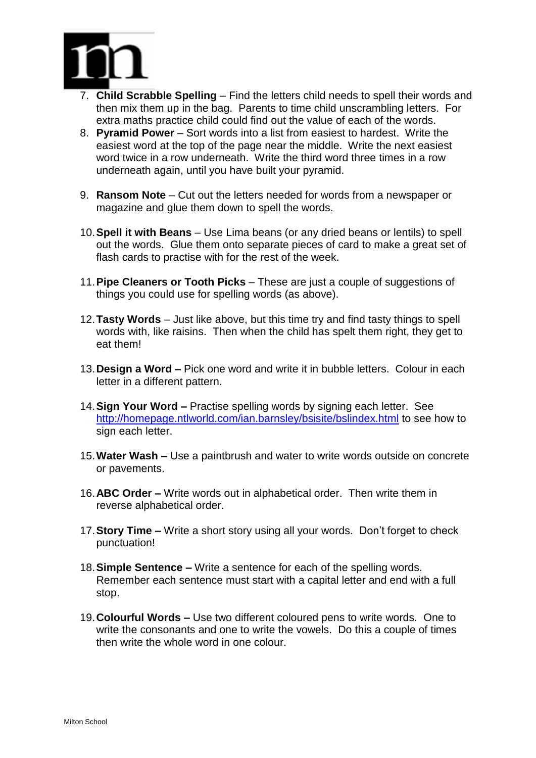7. **Child Scrabble Spelling** – Find the letters child needs to spell their words and then mix them up in the bag. Parents to time child unscrambling letters. For extra maths practice child could find out the value of each of the words.
8. **Pyramid Power** – Sort words into a list from easiest to hardest. Write the easiest word at the top of the page near the middle. Write the next easiest word twice in a row underneath. Write the third word three times in a row underneath again, until you have built your pyramid.
9. **Ransom Note** – Cut out the letters needed for words from a newspaper or magazine and glue them down to spell the words.
10. **Spell it with Beans** – Use Lima beans (or any dried beans or lentils) to spell out the words. Glue them onto separate pieces of card to make a great set of flash cards to practise with for the rest of the week.
11. **Pipe Cleaners or Tooth Picks** – These are just a couple of suggestions of things you could use for spelling words (as above).
12. **Tasty Words** – Just like above, but this time try and find tasty things to spell words with, like raisins. Then when the child has spelt them right, they get to eat them!
13. **Design a Word –** Pick one word and write it in bubble letters. Colour in each letter in a different pattern.
14. **Sign Your Word –** Practise spelling words by signing each letter. See http://homepage.ntlworld.com/ian.barnsley/bsisite/bslindex.html to see how to sign each letter.
15. **Water Wash –** Use a paintbrush and water to write words outside on concrete or pavements.
16. **ABC Order –** Write words out in alphabetical order. Then write them in reverse alphabetical order.
17. **Story Time –** Write a short story using all your words. Don't forget to check punctuation!
18. **Simple Sentence –** Write a sentence for each of the spelling words. Remember each sentence must start with a capital letter and end with a full stop.
19. **Colourful Words –** Use two different coloured pens to write words. One to write the consonants and one to write the vowels. Do this a couple of times then write the whole word in one colour.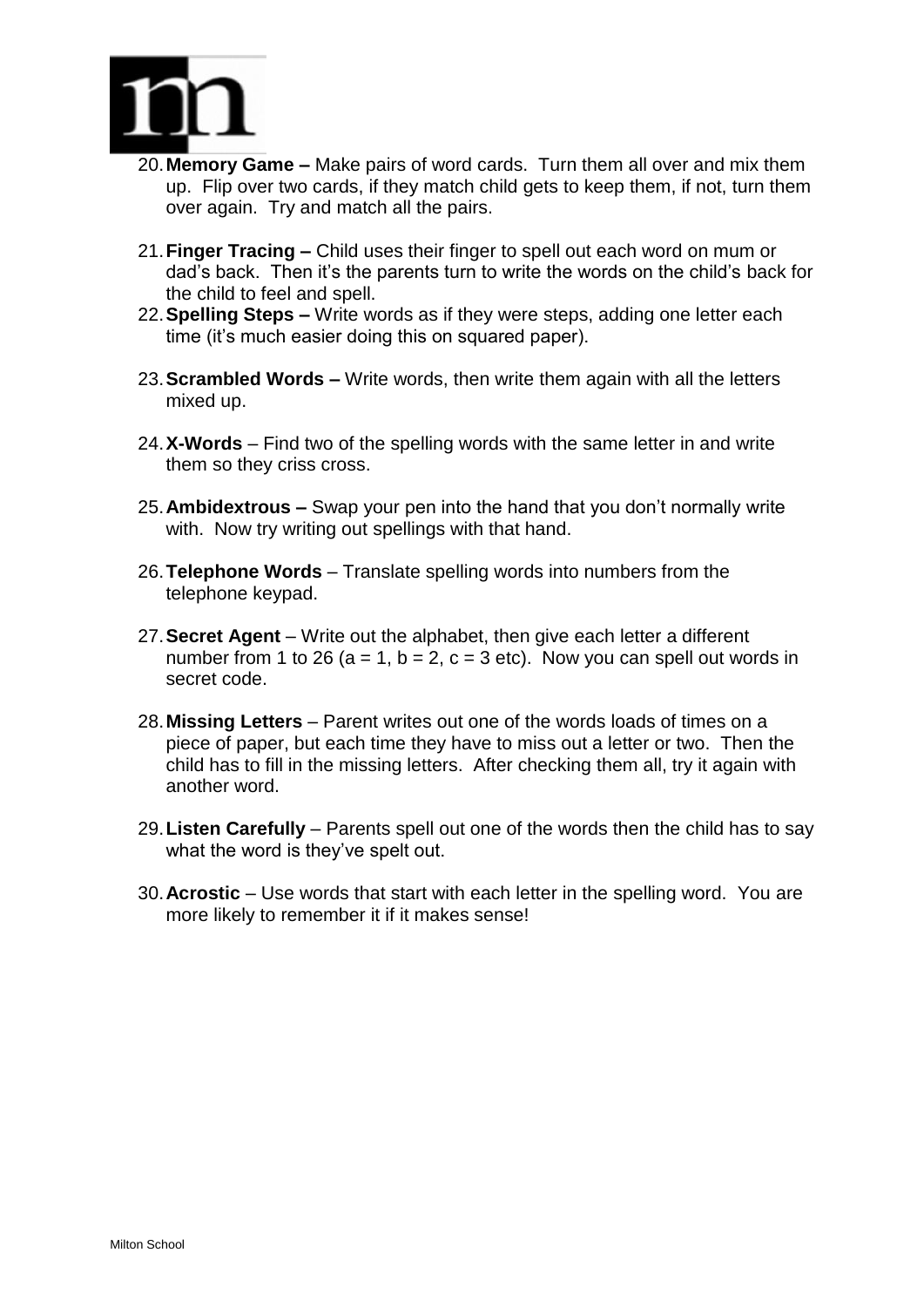20. **Memory Game –** Make pairs of word cards. Turn them all over and mix them up. Flip over two cards, if they match child gets to keep them, if not, turn them over again. Try and match all the pairs.

21. **Finger Tracing –** Child uses their finger to spell out each word on mum or dad's back. Then it's the parents turn to write the words on the child's back for the child to feel and spell.

22. **Spelling Steps –** Write words as if they were steps, adding one letter each time (it's much easier doing this on squared paper).

23. **Scrambled Words –** Write words, then write them again with all the letters mixed up.

24. **X-Words** – Find two of the spelling words with the same letter in and write them so they criss cross.

25. **Ambidextrous –** Swap your pen into the hand that you don't normally write with. Now try writing out spellings with that hand.

26. **Telephone Words** – Translate spelling words into numbers from the telephone keypad.

27. **Secret Agent** – Write out the alphabet, then give each letter a different number from 1 to 26 (a = 1, b = 2, c = 3 etc). Now you can spell out words in secret code.

28. **Missing Letters** – Parent writes out one of the words loads of times on a piece of paper, but each time they have to miss out a letter or two. Then the child has to fill in the missing letters. After checking them all, try it again with another word.

29. **Listen Carefully** – Parents spell out one of the words then the child has to say what the word is they've spelt out.

30. **Acrostic** – Use words that start with each letter in the spelling word. You are more likely to remember it if it makes sense!